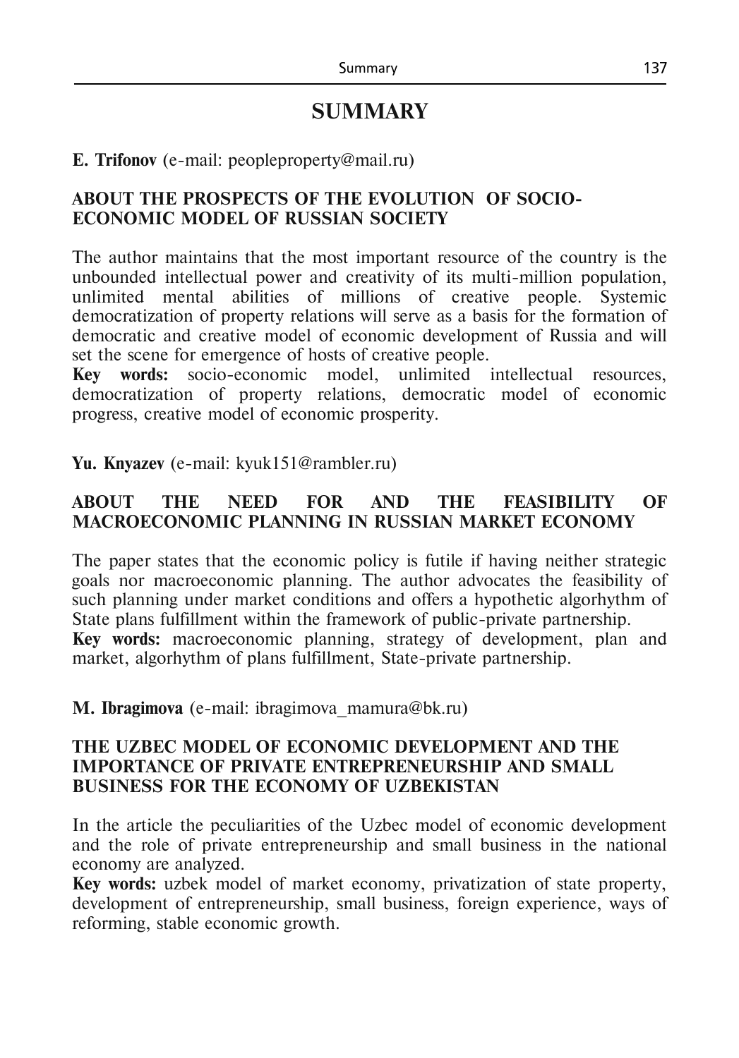# SUMMARY

**E. Trifonov** (e-mail: peopleproperty@mail.ru)

**ABOUT THE PROSPECTS OF THE EVOLUTION OF SOCIO-ECONOMIC MODEL OF RUSSIAN SOCIETY**

The author maintains that the most important resource of the country is the unbounded intellectual power and creativity of its multi-million population, unlimited mental abilities of millions of creative people. Systemic democratization of property relations will serve as a basis for the formation of democratic and creative model of economic development of Russia and will set the scene for emergence of hosts of creative people.

**Key words:** socio-economic model, unlimited intellectual resources, democratization of property relations, democratic model of economic progress, creative model of economic prosperity.

**Yu. Knyazev** (e-mail: kyuk151@rambler.ru)

**ABOUT THE NEED FOR AND THE FEASIBILITY OF MACROECONOMIC PLANNING IN RUSSIAN MARKET ECONOMY**

The paper states that the economic policy is futile if having neither strategic goals nor macroeconomic planning. The author advocates the feasibility of such planning under market conditions and offers a hypothetic algorhythm of State plans fulfillment within the framework of public-private partnership.

**Key words:** macroeconomic planning, strategy of development, plan and market, algorhythm of plans fulfillment, State-private partnership.

**M. Ibragimova** (e-mail: ibragimova_mamura@bk.ru)

**THE UZBEC MODEL OF ECONOMIC DEVELOPMENT AND THE IMPORTANCE OF PRIVATE ENTREPRENEURSHIP AND SMALL BUSINESS FOR THE ECONOMY OF UZBEKISTAN**

In the article the peculiarities of the Uzbec model of economic development and the role of private entrepreneurship and small business in the national economy are analyzed.

**Key words:** uzbek model of market economy, privatization of state property, development of entrepreneurship, small business, foreign experience, ways of reforming, stable economic growth.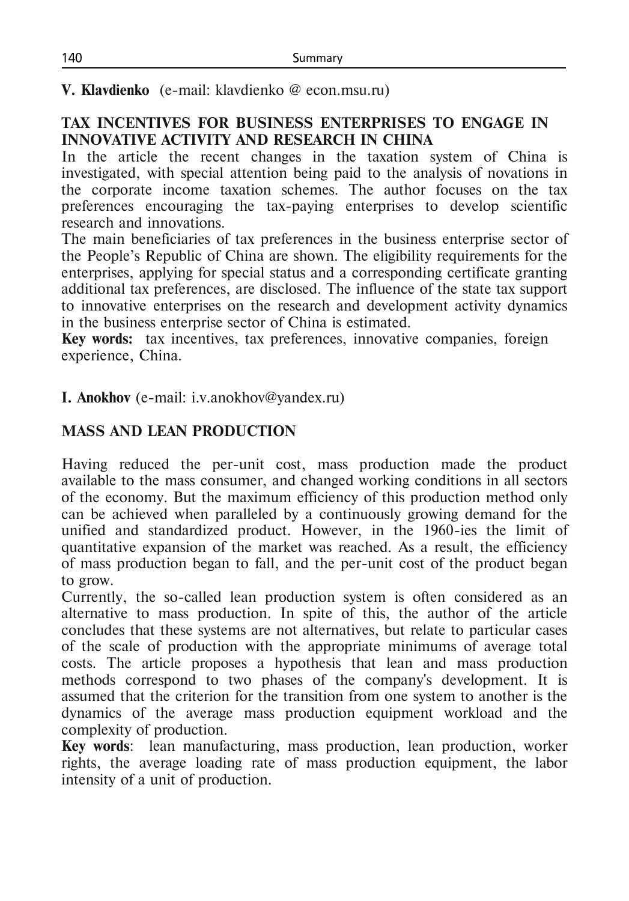**V. Klavdienko** (e-mail: klavdienko @ econ.msu.ru)

## TAX INCENTIVES FOR BUSINESS ENTERPRISES TO ENGAGE IN INNOVATIVE ACTIVITY AND RESEARCH IN CHINA

In the article the recent changes in the taxation system of China is investigated, with special attention being paid to the analysis of novations in the corporate income taxation schemes. The author focuses on the tax preferences encouraging the tax-paying enterprises to develop scientific research and innovations.

The main beneficiaries of tax preferences in the business enterprise sector of the People's Republic of China are shown. The eligibility requirements for the enterprises, applying for special status and a corresponding certificate granting additional tax preferences, are disclosed. The influence of the state tax support to innovative enterprises on the research and development activity dynamics in the business enterprise sector of China is estimated.

**Key words:** tax incentives, tax preferences, innovative companies, foreign experience, China.

**I. Anokhov** (e-mail: i.v.anokhov@yandex.ru)

## MASS AND LEAN PRODUCTION

Having reduced the per-unit cost, mass production made the product available to the mass consumer, and changed working conditions in all sectors of the economy. But the maximum efficiency of this production method only can be achieved when paralleled by a continuously growing demand for the unified and standardized product. However, in the 1960-ies the limit of quantitative expansion of the market was reached. As a result, the efficiency of mass production began to fall, and the per-unit cost of the product began to grow.

Currently, the so-called lean production system is often considered as an alternative to mass production. In spite of this, the author of the article concludes that these systems are not alternatives, but relate to particular cases of the scale of production with the appropriate minimums of average total costs. The article proposes a hypothesis that lean and mass production methods correspond to two phases of the company's development. It is assumed that the criterion for the transition from one system to another is the dynamics of the average mass production equipment workload and the complexity of production.

**Key words**: lean manufacturing, mass production, lean production, worker rights, the average loading rate of mass production equipment, the labor intensity of a unit of production.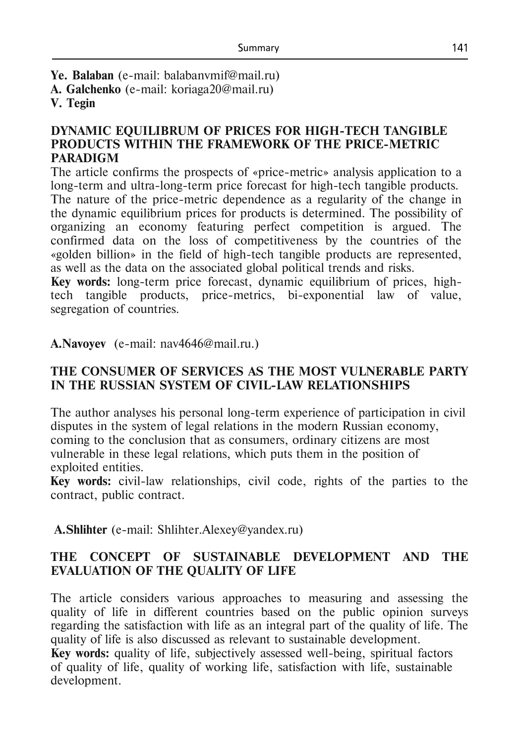**Ye. Balaban** (e-mail: balabanvmif@mail.ru)
**A. Galchenko** (e-mail: koriaga20@mail.ru)
**V. Tegin**

## DYNAMIC EQUILIBRUM OF PRICES FOR HIGH-TECH TANGIBLE PRODUCTS WITHIN THE FRAMEWORK OF THE PRICE-METRIC PARADIGM

The article confirms the prospects of «price-metric» analysis application to a long-term and ultra-long-term price forecast for high-tech tangible products. The nature of the price-metric dependence as a regularity of the change in the dynamic equilibrium prices for products is determined. The possibility of organizing an economy featuring perfect competition is argued. The confirmed data on the loss of competitiveness by the countries of the «golden billion» in the field of high-tech tangible products are represented, as well as the data on the associated global political trends and risks.

**Key words:** long-term price forecast, dynamic equilibrium of prices, high-tech tangible products, price-metrics, bi-exponential law of value, segregation of countries.

**A.Navoyev** (e-mail: nav4646@mail.ru.)

## THE CONSUMER OF SERVICES AS THE MOST VULNERABLE PARTY IN THE RUSSIAN SYSTEM OF CIVIL-LAW RELATIONSHIPS

The author analyses his personal long-term experience of participation in civil disputes in the system of legal relations in the modern Russian economy, coming to the conclusion that as consumers, ordinary citizens are most vulnerable in these legal relations, which puts them in the position of exploited entities.

**Key words:** civil-law relationships, civil code, rights of the parties to the contract, public contract.

**A.Shlihter** (e-mail: Shlihter.Alexey@yandex.ru)

## THE CONCEPT OF SUSTAINABLE DEVELOPMENT AND THE EVALUATION OF THE QUALITY OF LIFE

The article considers various approaches to measuring and assessing the quality of life in different countries based on the public opinion surveys regarding the satisfaction with life as an integral part of the quality of life. The quality of life is also discussed as relevant to sustainable development.

**Key words:** quality of life, subjectively assessed well-being, spiritual factors of quality of life, quality of working life, satisfaction with life, sustainable development.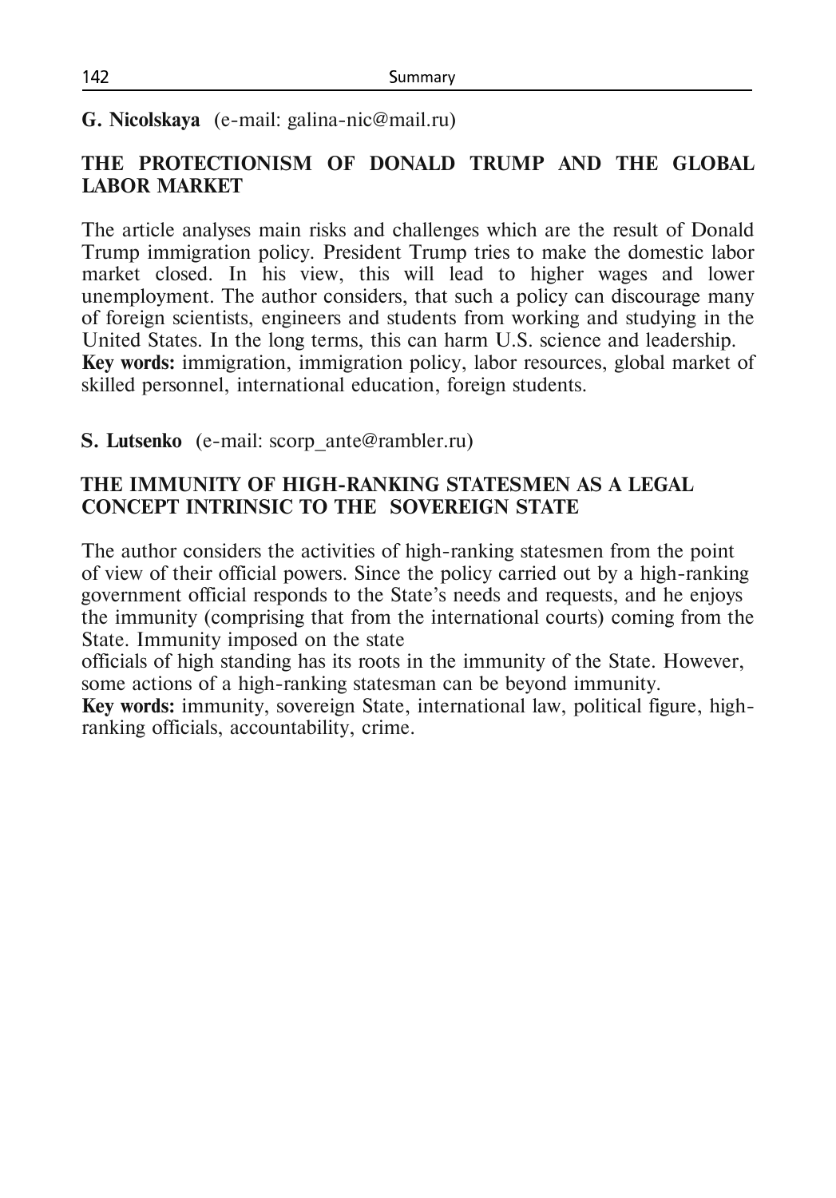**G. Nicolskaya** (e-mail: galina-nic@mail.ru)

## THE PROTECTIONISM OF DONALD TRUMP AND THE GLOBAL LABOR MARKET

The article analyses main risks and challenges which are the result of Donald Trump immigration policy. President Trump tries to make the domestic labor market closed. In his view, this will lead to higher wages and lower unemployment. The author considers, that such a policy can discourage many of foreign scientists, engineers and students from working and studying in the United States. In the long terms, this can harm U.S. science and leadership.
**Key words:** immigration, immigration policy, labor resources, global market of skilled personnel, international education, foreign students.

**S. Lutsenko** (e-mail: scorp_ante@rambler.ru)

## THE IMMUNITY OF HIGH-RANKING STATESMEN AS A LEGAL CONCEPT INTRINSIC TO THE SOVEREIGN STATE

The author considers the activities of high-ranking statesmen from the point of view of their official powers. Since the policy carried out by a high-ranking government official responds to the State's needs and requests, and he enjoys the immunity (comprising that from the international courts) coming from the State. Immunity imposed on the state officials of high standing has its roots in the immunity of the State. However, some actions of a high-ranking statesman can be beyond immunity.
**Key words:** immunity, sovereign State, international law, political figure, high-ranking officials, accountability, crime.